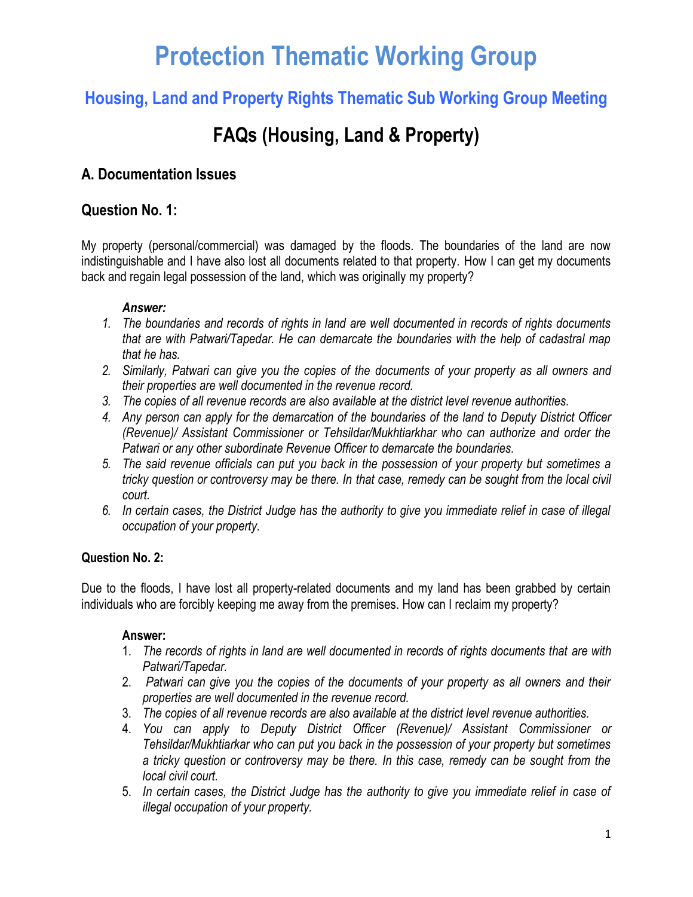# Protection Thematic Working Group

## Housing, Land and Property Rights Thematic Sub Working Group Meeting

## FAQs (Housing, Land & Property)

### A. Documentation Issues

### Question No. 1:

My property (personal/commercial) was damaged by the floods. The boundaries of the land are now indistinguishable and I have also lost all documents related to that property. How I can get my documents back and regain legal possession of the land, which was originally my property?

***Answer:***

1. *The boundaries and records of rights in land are well documented in records of rights documents that are with Patwari/Tapedar. He can demarcate the boundaries with the help of cadastral map that he has.*
2. *Similarly, Patwari can give you the copies of the documents of your property as all owners and their properties are well documented in the revenue record.*
3. *The copies of all revenue records are also available at the district level revenue authorities.*
4. *Any person can apply for the demarcation of the boundaries of the land to Deputy District Officer (Revenue)/ Assistant Commissioner or Tehsildar/Mukhtiarkhar who can authorize and order the Patwari or any other subordinate Revenue Officer to demarcate the boundaries.*
5. *The said revenue officials can put you back in the possession of your property but sometimes a tricky question or controversy may be there. In that case, remedy can be sought from the local civil court.*
6. *In certain cases, the District Judge has the authority to give you immediate relief in case of illegal occupation of your property.*

**Question No. 2:**

Due to the floods, I have lost all property-related documents and my land has been grabbed by certain individuals who are forcibly keeping me away from the premises. How can I reclaim my property?

**Answer:**

1. *The records of rights in land are well documented in records of rights documents that are with Patwari/Tapedar.*
2. *Patwari can give you the copies of the documents of your property as all owners and their properties are well documented in the revenue record.*
3. *The copies of all revenue records are also available at the district level revenue authorities.*
4. *You can apply to Deputy District Officer (Revenue)/ Assistant Commissioner or Tehsildar/Mukhtiarkar who can put you back in the possession of your property but sometimes a tricky question or controversy may be there. In this case, remedy can be sought from the local civil court.*
5. *In certain cases, the District Judge has the authority to give you immediate relief in case of illegal occupation of your property.*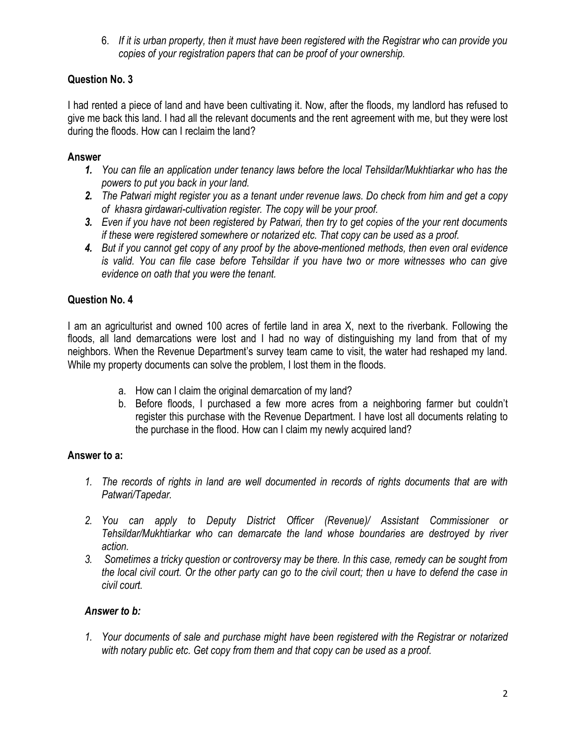6. *If it is urban property, then it must have been registered with the Registrar who can provide you copies of your registration papers that can be proof of your ownership.*

**Question No. 3**

I had rented a piece of land and have been cultivating it. Now, after the floods, my landlord has refused to give me back this land. I had all the relevant documents and the rent agreement with me, but they were lost during the floods. How can I reclaim the land?

**Answer**

1. *You can file an application under tenancy laws before the local Tehsildar/Mukhtiarkar who has the powers to put you back in your land.*
2. *The Patwari might register you as a tenant under revenue laws. Do check from him and get a copy of khasra girdawari-cultivation register. The copy will be your proof.*
3. *Even if you have not been registered by Patwari, then try to get copies of the your rent documents if these were registered somewhere or notarized etc. That copy can be used as a proof.*
4. *But if you cannot get copy of any proof by the above-mentioned methods, then even oral evidence is valid. You can file case before Tehsildar if you have two or more witnesses who can give evidence on oath that you were the tenant.*

**Question No. 4**

I am an agriculturist and owned 100 acres of fertile land in area X, next to the riverbank. Following the floods, all land demarcations were lost and I had no way of distinguishing my land from that of my neighbors. When the Revenue Department's survey team came to visit, the water had reshaped my land. While my property documents can solve the problem, I lost them in the floods.

a. How can I claim the original demarcation of my land?
b. Before floods, I purchased a few more acres from a neighboring farmer but couldn't register this purchase with the Revenue Department. I have lost all documents relating to the purchase in the flood. How can I claim my newly acquired land?

**Answer to a:**

1. *The records of rights in land are well documented in records of rights documents that are with Patwari/Tapedar.*
2. *You can apply to Deputy District Officer (Revenue)/ Assistant Commissioner or Tehsildar/Mukhtiarkar who can demarcate the land whose boundaries are destroyed by river action.*
3. *Sometimes a tricky question or controversy may be there. In this case, remedy can be sought from the local civil court. Or the other party can go to the civil court; then u have to defend the case in civil court.*

***Answer to b:***

1. *Your documents of sale and purchase might have been registered with the Registrar or notarized with notary public etc. Get copy from them and that copy can be used as a proof.*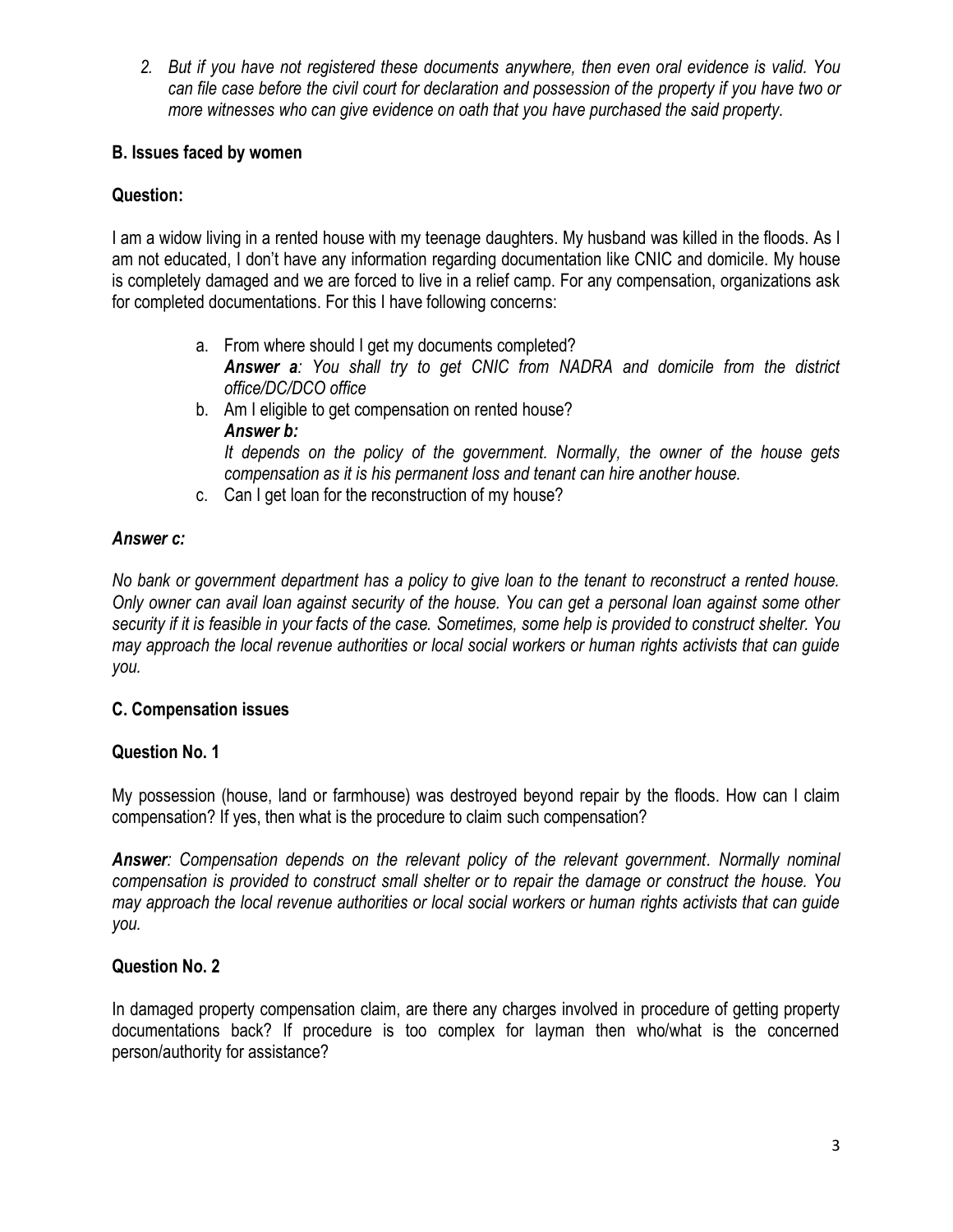2. *But if you have not registered these documents anywhere, then even oral evidence is valid. You can file case before the civil court for declaration and possession of the property if you have two or more witnesses who can give evidence on oath that you have purchased the said property.*

### B. Issues faced by women

**Question:**

I am a widow living in a rented house with my teenage daughters. My husband was killed in the floods. As I am not educated, I don't have any information regarding documentation like CNIC and domicile. My house is completely damaged and we are forced to live in a relief camp. For any compensation, organizations ask for completed documentations. For this I have following concerns:

a. From where should I get my documents completed?
   ***Answer a**: You shall try to get CNIC from NADRA and domicile from the district office/DC/DCO office*
b. Am I eligible to get compensation on rented house?
   ***Answer b:***
   *It depends on the policy of the government. Normally, the owner of the house gets compensation as it is his permanent loss and tenant can hire another house.*
c. Can I get loan for the reconstruction of my house?

***Answer c:***

*No bank or government department has a policy to give loan to the tenant to reconstruct a rented house. Only owner can avail loan against security of the house. You can get a personal loan against some other security if it is feasible in your facts of the case. Sometimes, some help is provided to construct shelter. You may approach the local revenue authorities or local social workers or human rights activists that can guide you.*

### C. Compensation issues

**Question No. 1**

My possession (house, land or farmhouse) was destroyed beyond repair by the floods. How can I claim compensation? If yes, then what is the procedure to claim such compensation?

***Answer**: Compensation depends on the relevant policy of the relevant government. Normally nominal compensation is provided to construct small shelter or to repair the damage or construct the house. You may approach the local revenue authorities or local social workers or human rights activists that can guide you.*

**Question No. 2**

In damaged property compensation claim, are there any charges involved in procedure of getting property documentations back? If procedure is too complex for layman then who/what is the concerned person/authority for assistance?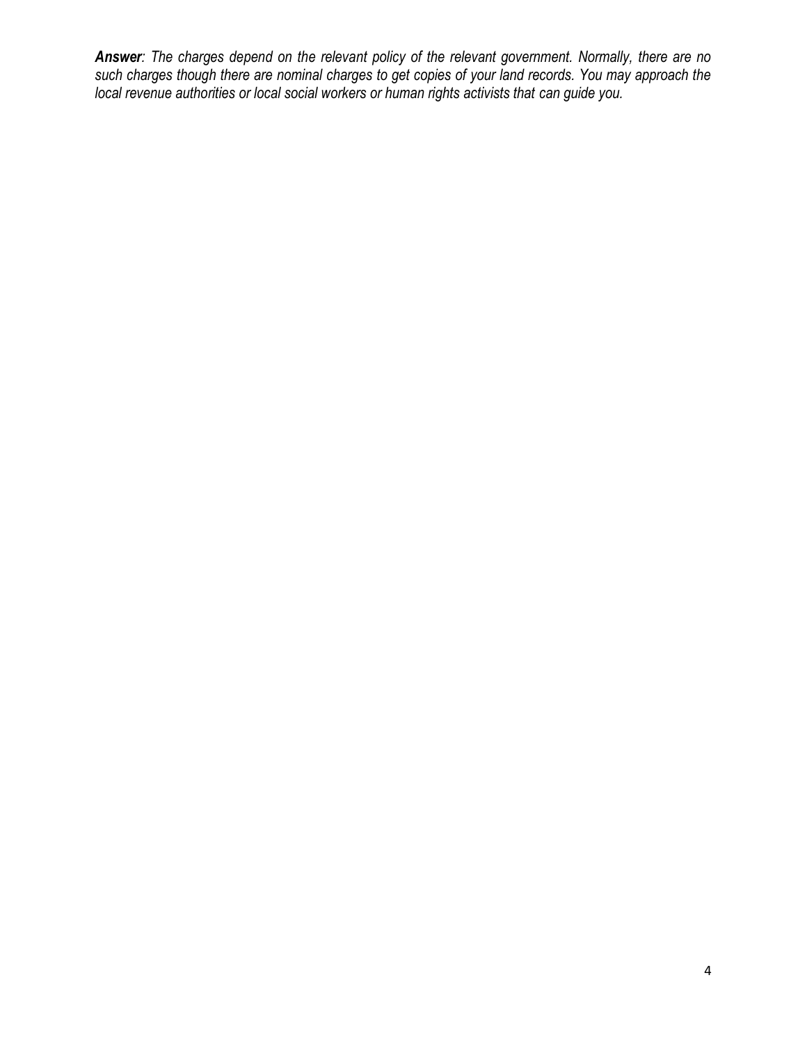***Answer**: The charges depend on the relevant policy of the relevant government. Normally, there are no such charges though there are nominal charges to get copies of your land records. You may approach the local revenue authorities or local social workers or human rights activists that can guide you.*